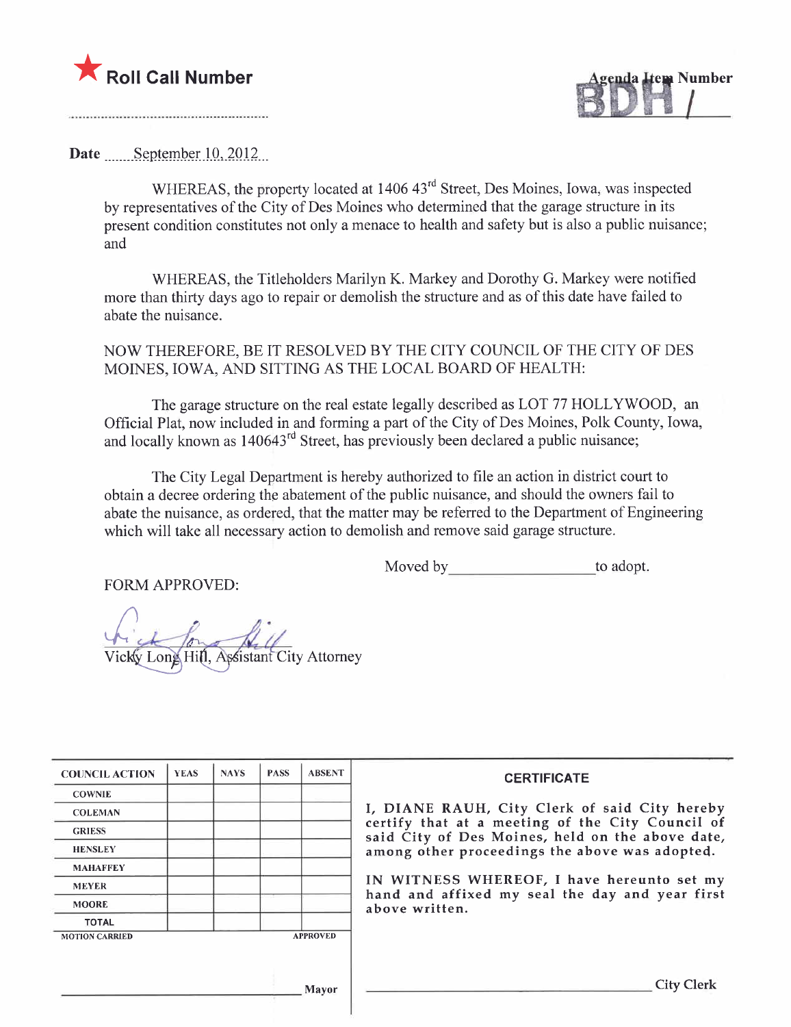★ **Roll Call Number**

Agenda Item Number
**BDH 1**

Date September 10, 2012

WHEREAS, the property located at 1406 43rd Street, Des Moines, Iowa, was inspected by representatives of the City of Des Moines who determined that the garage structure in its present condition constitutes not only a menace to health and safety but is also a public nuisance; and

WHEREAS, the Titleholders Marilyn K. Markey and Dorothy G. Markey were notified more than thirty days ago to repair or demolish the structure and as of this date have failed to abate the nuisance.

NOW THEREFORE, BE IT RESOLVED BY THE CITY COUNCIL OF THE CITY OF DES MOINES, IOWA, AND SITTING AS THE LOCAL BOARD OF HEALTH:

The garage structure on the real estate legally described as LOT 77 HOLLYWOOD, an Official Plat, now included in and forming a part of the City of Des Moines, Polk County, Iowa, and locally known as 140643rd Street, has previously been declared a public nuisance;

The City Legal Department is hereby authorized to file an action in district court to obtain a decree ordering the abatement of the public nuisance, and should the owners fail to abate the nuisance, as ordered, that the matter may be referred to the Department of Engineering which will take all necessary action to demolish and remove said garage structure.

Moved by __________________ to adopt.

FORM APPROVED:

Vicky Long Hill, Assistant City Attorney

| COUNCIL ACTION | YEAS | NAYS | PASS | ABSENT |
|---|---|---|---|---|
| COWNIE | | | | |
| COLEMAN | | | | |
| GRIESS | | | | |
| HENSLEY | | | | |
| MAHAFFEY | | | | |
| MEYER | | | | |
| MOORE | | | | |
| TOTAL | | | | |

MOTION CARRIED APPROVED

__________________ Mayor

**CERTIFICATE**

I, DIANE RAUH, City Clerk of said City hereby certify that at a meeting of the City Council of said City of Des Moines, held on the above date, among other proceedings the above was adopted.

IN WITNESS WHEREOF, I have hereunto set my hand and affixed my seal the day and year first above written.

__________________ City Clerk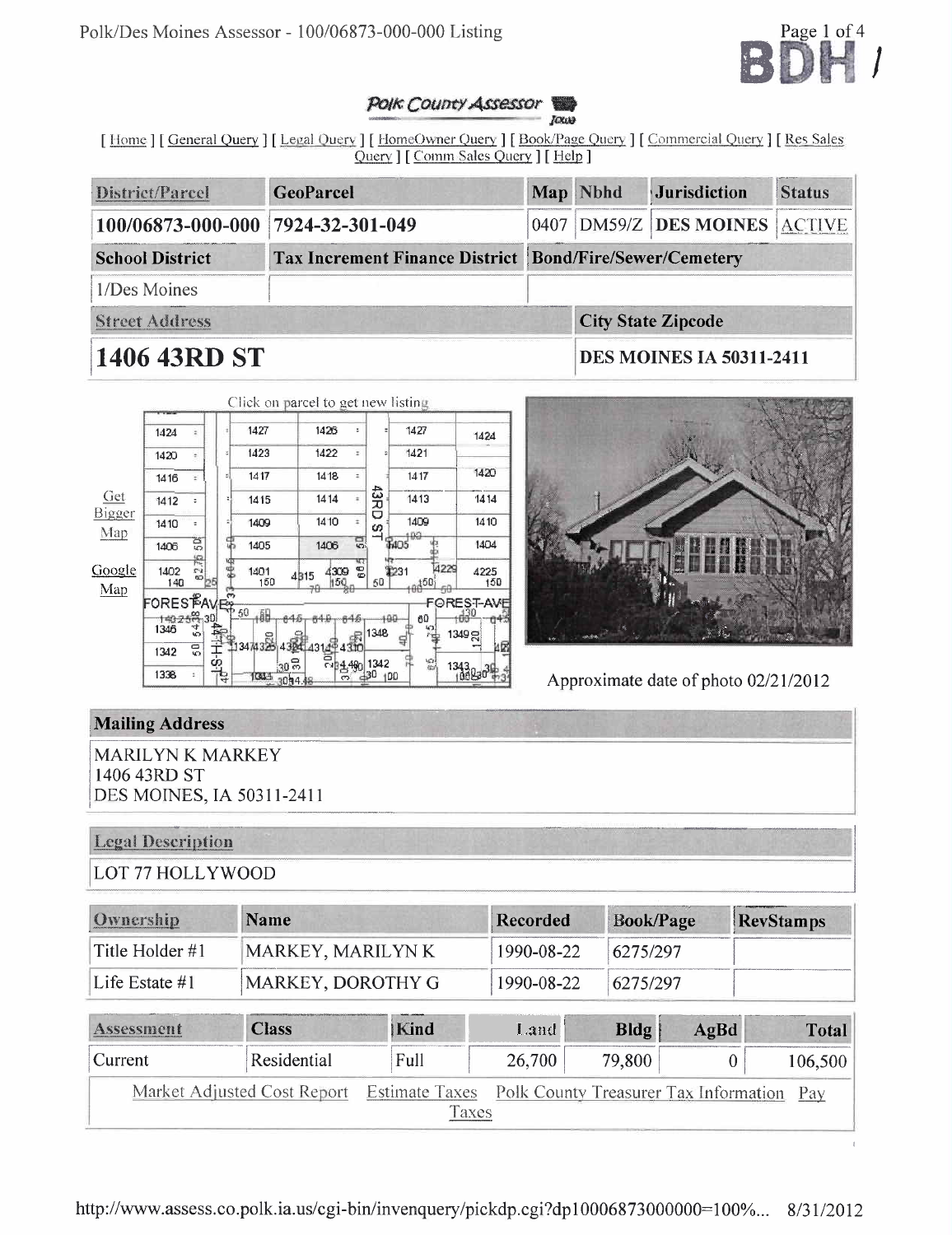Polk/Des Moines Assessor - 100/06873-000-000 Listing

BDH /

*Polk County Assessor* Iowa

[ Home ] [ General Query ] [ Legal Query ] [ HomeOwner Query ] [ Book/Page Query ] [ Commercial Query ] [ Res Sales Query ] [ Comm Sales Query ] [ Help ]

| District/Parcel | GeoParcel | Map | Nbhd | Jurisdiction | Status |
|---|---|---|---|---|---|
| 100/06873-000-000 | 7924-32-301-049 | 0407 | DM59/Z | DES MOINES | ACTIVE |
| **School District** | **Tax Increment Finance District** | **Bond/Fire/Sewer/Cemetery** | | | |
| 1/Des Moines | | | | | |
| **Street Address** | | | **City State Zipcode** | | |
| **1406 43RD ST** | | | **DES MOINES IA 50311-2411** | | |

Click on parcel to get new listing

Get Bigger Map

Google Map

Approximate date of photo 02/21/2012

## Mailing Address

MARILYN K MARKEY
1406 43RD ST
DES MOINES, IA 50311-2411

## Legal Description

LOT 77 HOLLYWOOD

| Ownership | Name | Recorded | Book/Page | RevStamps |
|---|---|---|---|---|
| Title Holder #1 | MARKEY, MARILYN K | 1990-08-22 | 6275/297 | |
| Life Estate #1 | MARKEY, DOROTHY G | 1990-08-22 | 6275/297 | |

| Assessment | Class | Kind | Land | Bldg | AgBd | Total |
|---|---|---|---|---|---|---|
| Current | Residential | Full | 26,700 | 79,800 | 0 | 106,500 |

Market Adjusted Cost Report Estimate Taxes Polk County Treasurer Tax Information Pay Taxes

http://www.assess.co.polk.ia.us/cgi-bin/invenquery/pickdp.cgi?dp10006873000000=100%... 8/31/2012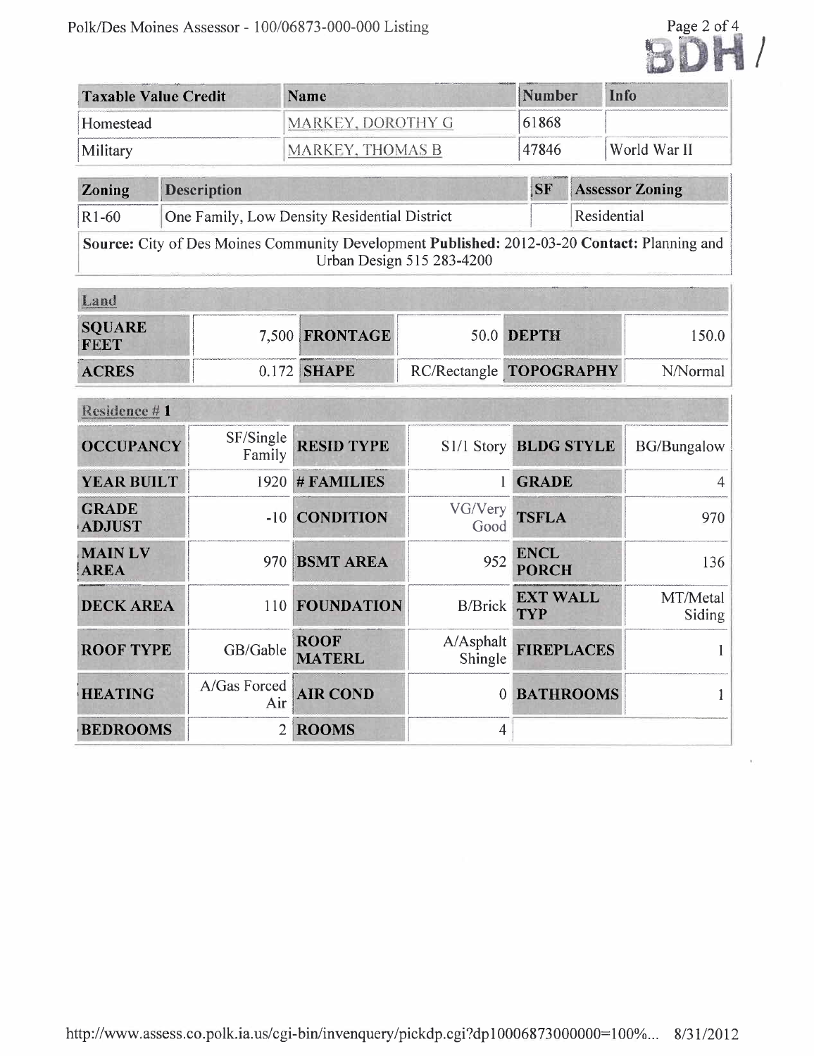| Taxable Value Credit | Name | Number | Info |
|---|---|---|---|
| Homestead | MARKEY, DOROTHY G | 61868 | |
| Military | MARKEY, THOMAS B | 47846 | World War II |

| Zoning | Description | SF | Assessor Zoning |
|---|---|---|---|
| R1-60 | One Family, Low Density Residential District | | Residential |

**Source:** City of Des Moines Community Development **Published:** 2012-03-20 **Contact:** Planning and Urban Design 515 283-4200

| Land | | | | | |
|---|---|---|---|---|---|
| **SQUARE FEET** | 7,500 | **FRONTAGE** | 50.0 | **DEPTH** | 150.0 |
| **ACRES** | 0.172 | **SHAPE** | RC/Rectangle | **TOPOGRAPHY** | N/Normal |

| Residence # 1 | | | | | |
|---|---|---|---|---|---|
| **OCCUPANCY** | SF/Single Family | **RESID TYPE** | S1/1 Story | **BLDG STYLE** | BG/Bungalow |
| **YEAR BUILT** | 1920 | **# FAMILIES** | 1 | **GRADE** | 4 |
| **GRADE ADJUST** | -10 | **CONDITION** | VG/Very Good | **TSFLA** | 970 |
| **MAIN LV AREA** | 970 | **BSMT AREA** | 952 | **ENCL PORCH** | 136 |
| **DECK AREA** | 110 | **FOUNDATION** | B/Brick | **EXT WALL TYP** | MT/Metal Siding |
| **ROOF TYPE** | GB/Gable | **ROOF MATERL** | A/Asphalt Shingle | **FIREPLACES** | 1 |
| **HEATING** | A/Gas Forced Air | **AIR COND** | 0 | **BATHROOMS** | 1 |
| **BEDROOMS** | 2 | **ROOMS** | 4 | | |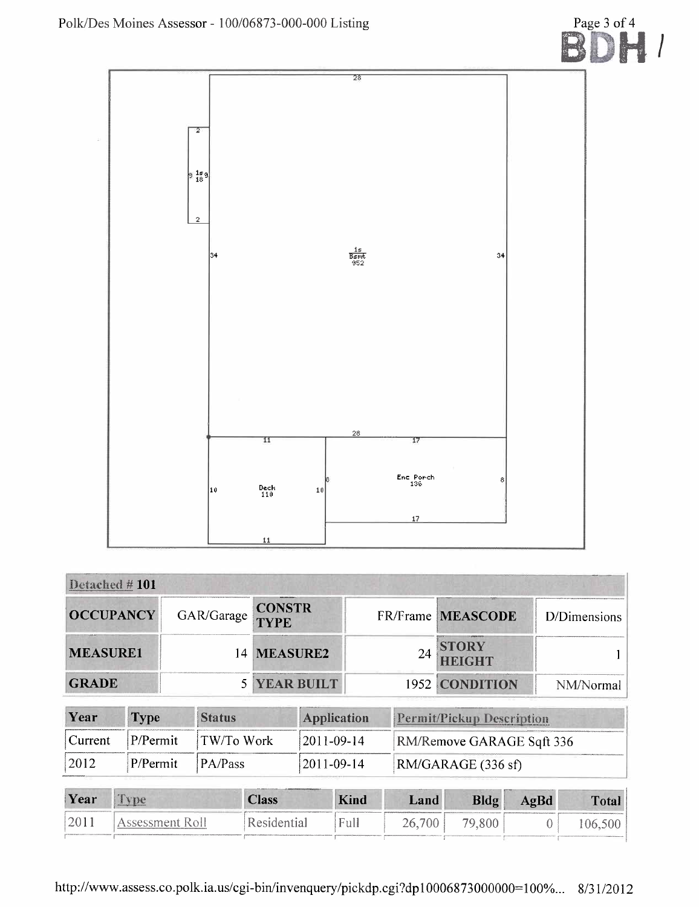| Detached # 101 | | | | | |
|---|---|---|---|---|---|
| OCCUPANCY | GAR/Garage | CONSTR TYPE | FR/Frame | MEASCODE | D/Dimensions |
| MEASURE1 | 14 | MEASURE2 | 24 | STORY HEIGHT | 1 |
| GRADE | 5 | YEAR BUILT | 1952 | CONDITION | NM/Normal |

| Year | Type | Status | Application | Permit/Pickup Description |
|---|---|---|---|---|
| Current | P/Permit | TW/To Work | 2011-09-14 | RM/Remove GARAGE Sqft 336 |
| 2012 | P/Permit | PA/Pass | 2011-09-14 | RM/GARAGE (336 sf) |

| Year | Type | Class | Kind | Land | Bldg | AgBd | Total |
|---|---|---|---|---|---|---|---|
| 2011 | Assessment Roll | Residential | Full | 26,700 | 79,800 | 0 | 106,500 |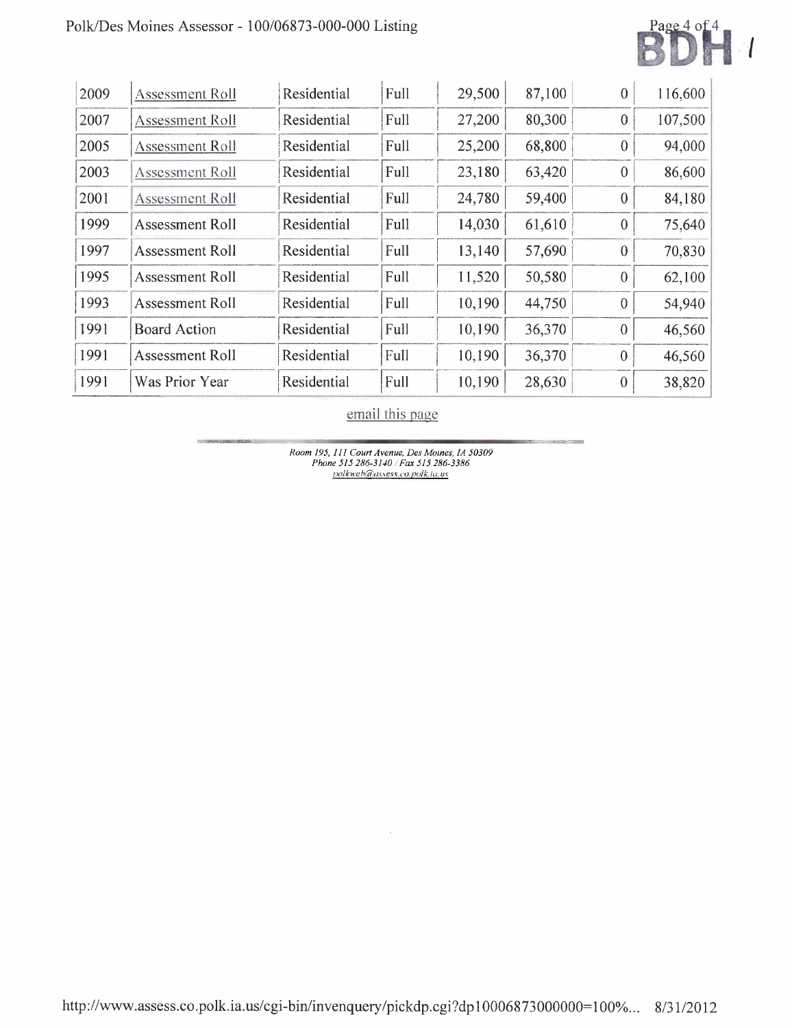| 2009 | Assessment Roll | Residential | Full | 29,500 | 87,100 | 0 | 116,600 |
|---|---|---|---|---|---|---|---|
| 2007 | Assessment Roll | Residential | Full | 27,200 | 80,300 | 0 | 107,500 |
| 2005 | Assessment Roll | Residential | Full | 25,200 | 68,800 | 0 | 94,000 |
| 2003 | Assessment Roll | Residential | Full | 23,180 | 63,420 | 0 | 86,600 |
| 2001 | Assessment Roll | Residential | Full | 24,780 | 59,400 | 0 | 84,180 |
| 1999 | Assessment Roll | Residential | Full | 14,030 | 61,610 | 0 | 75,640 |
| 1997 | Assessment Roll | Residential | Full | 13,140 | 57,690 | 0 | 70,830 |
| 1995 | Assessment Roll | Residential | Full | 11,520 | 50,580 | 0 | 62,100 |
| 1993 | Assessment Roll | Residential | Full | 10,190 | 44,750 | 0 | 54,940 |
| 1991 | Board Action | Residential | Full | 10,190 | 36,370 | 0 | 46,560 |
| 1991 | Assessment Roll | Residential | Full | 10,190 | 36,370 | 0 | 46,560 |
| 1991 | Was Prior Year | Residential | Full | 10,190 | 28,630 | 0 | 38,820 |

email this page

*Room 195, 111 Court Avenue, Des Moines, IA 50309*
*Phone 515 286-3140 / Fax 515 286-3386*
*polkweb@assess.co.polk.ia.us*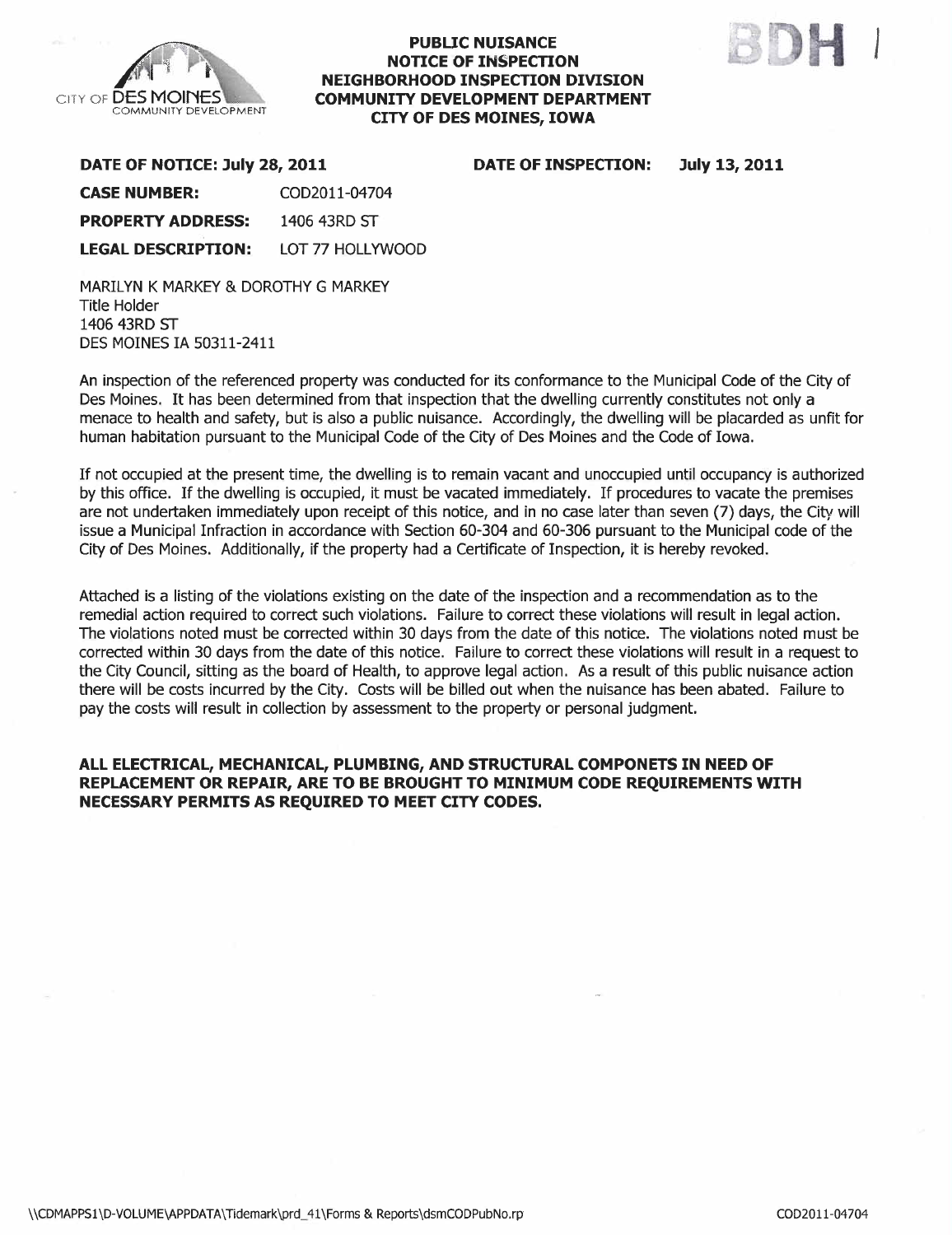CITY OF DES MOINES COMMUNITY DEVELOPMENT

**PUBLIC NUISANCE**
**NOTICE OF INSPECTION**
**NEIGHBORHOOD INSPECTION DIVISION**
**COMMUNITY DEVELOPMENT DEPARTMENT**
**CITY OF DES MOINES, IOWA**

BDH

**DATE OF NOTICE: July 28, 2011** **DATE OF INSPECTION: July 13, 2011**

**CASE NUMBER:** COD2011-04704

**PROPERTY ADDRESS:** 1406 43RD ST

**LEGAL DESCRIPTION:** LOT 77 HOLLYWOOD

MARILYN K MARKEY & DOROTHY G MARKEY
Title Holder
1406 43RD ST
DES MOINES IA 50311-2411

An inspection of the referenced property was conducted for its conformance to the Municipal Code of the City of Des Moines. It has been determined from that inspection that the dwelling currently constitutes not only a menace to health and safety, but is also a public nuisance. Accordingly, the dwelling will be placarded as unfit for human habitation pursuant to the Municipal Code of the City of Des Moines and the Code of Iowa.

If not occupied at the present time, the dwelling is to remain vacant and unoccupied until occupancy is authorized by this office. If the dwelling is occupied, it must be vacated immediately. If procedures to vacate the premises are not undertaken immediately upon receipt of this notice, and in no case later than seven (7) days, the City will issue a Municipal Infraction in accordance with Section 60-304 and 60-306 pursuant to the Municipal code of the City of Des Moines. Additionally, if the property had a Certificate of Inspection, it is hereby revoked.

Attached is a listing of the violations existing on the date of the inspection and a recommendation as to the remedial action required to correct such violations. Failure to correct these violations will result in legal action. The violations noted must be corrected within 30 days from the date of this notice. The violations noted must be corrected within 30 days from the date of this notice. Failure to correct these violations will result in a request to the City Council, sitting as the board of Health, to approve legal action. As a result of this public nuisance action there will be costs incurred by the City. Costs will be billed out when the nuisance has been abated. Failure to pay the costs will result in collection by assessment to the property or personal judgment.

**ALL ELECTRICAL, MECHANICAL, PLUMBING, AND STRUCTURAL COMPONETS IN NEED OF REPLACEMENT OR REPAIR, ARE TO BE BROUGHT TO MINIMUM CODE REQUIREMENTS WITH NECESSARY PERMITS AS REQUIRED TO MEET CITY CODES.**

\\CDMAPPS1\D-VOLUME\APPDATA\Tidemark\prd_41\Forms & Reports\dsmCODPubNo.rp COD2011-04704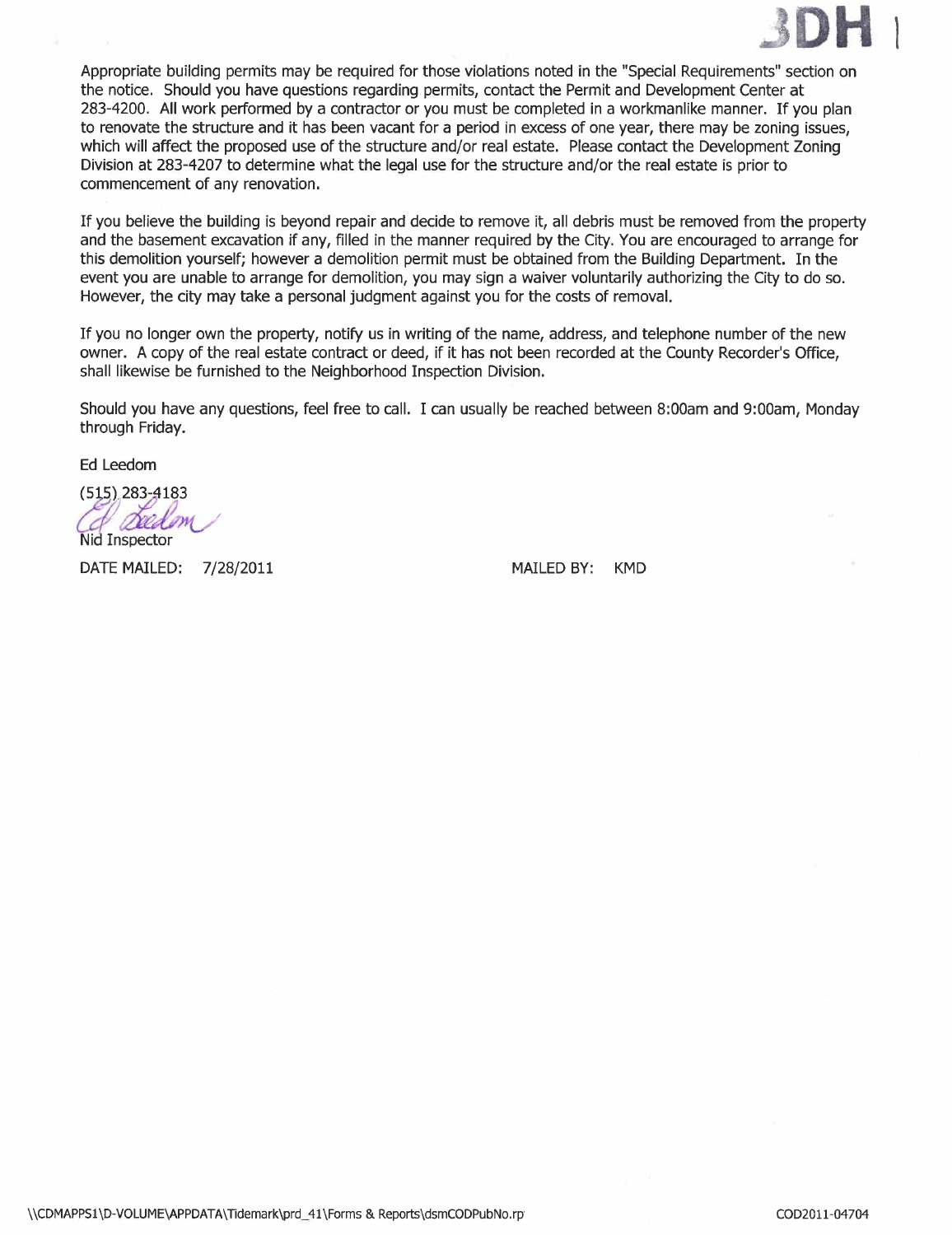Appropriate building permits may be required for those violations noted in the "Special Requirements" section on the notice. Should you have questions regarding permits, contact the Permit and Development Center at 283-4200. All work performed by a contractor or you must be completed in a workmanlike manner. If you plan to renovate the structure and it has been vacant for a period in excess of one year, there may be zoning issues, which will affect the proposed use of the structure and/or real estate. Please contact the Development Zoning Division at 283-4207 to determine what the legal use for the structure and/or the real estate is prior to commencement of any renovation.

If you believe the building is beyond repair and decide to remove it, all debris must be removed from the property and the basement excavation if any, filled in the manner required by the City. You are encouraged to arrange for this demolition yourself; however a demolition permit must be obtained from the Building Department. In the event you are unable to arrange for demolition, you may sign a waiver voluntarily authorizing the City to do so. However, the city may take a personal judgment against you for the costs of removal.

If you no longer own the property, notify us in writing of the name, address, and telephone number of the new owner. A copy of the real estate contract or deed, if it has not been recorded at the County Recorder's Office, shall likewise be furnished to the Neighborhood Inspection Division.

Should you have any questions, feel free to call. I can usually be reached between 8:00am and 9:00am, Monday through Friday.

Ed Leedom

(515) 283-4183

Nid Inspector

DATE MAILED: 7/28/2011 MAILED BY: KMD

\\CDMAPPS1\D-VOLUME\APPDATA\Tidemark\prd_41\Forms & Reports\dsmCODPubNo.rp

COD2011-04704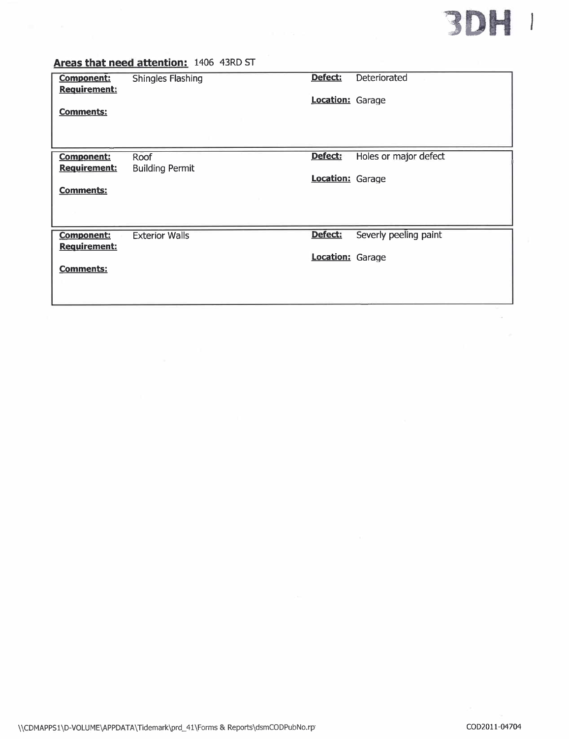**Areas that need attention:** 1406 43RD ST

| **Component:** | Shingles Flashing | **Defect:** | Deteriorated |
|---|---|---|---|
| **Requirement:** | | **Location:** | Garage |
| **Comments:** | | | |

| **Component:** | Roof | **Defect:** | Holes or major defect |
|---|---|---|---|
| **Requirement:** | Building Permit | **Location:** | Garage |
| **Comments:** | | | |

| **Component:** | Exterior Walls | **Defect:** | Severly peeling paint |
|---|---|---|---|
| **Requirement:** | | **Location:** | Garage |
| **Comments:** | | | |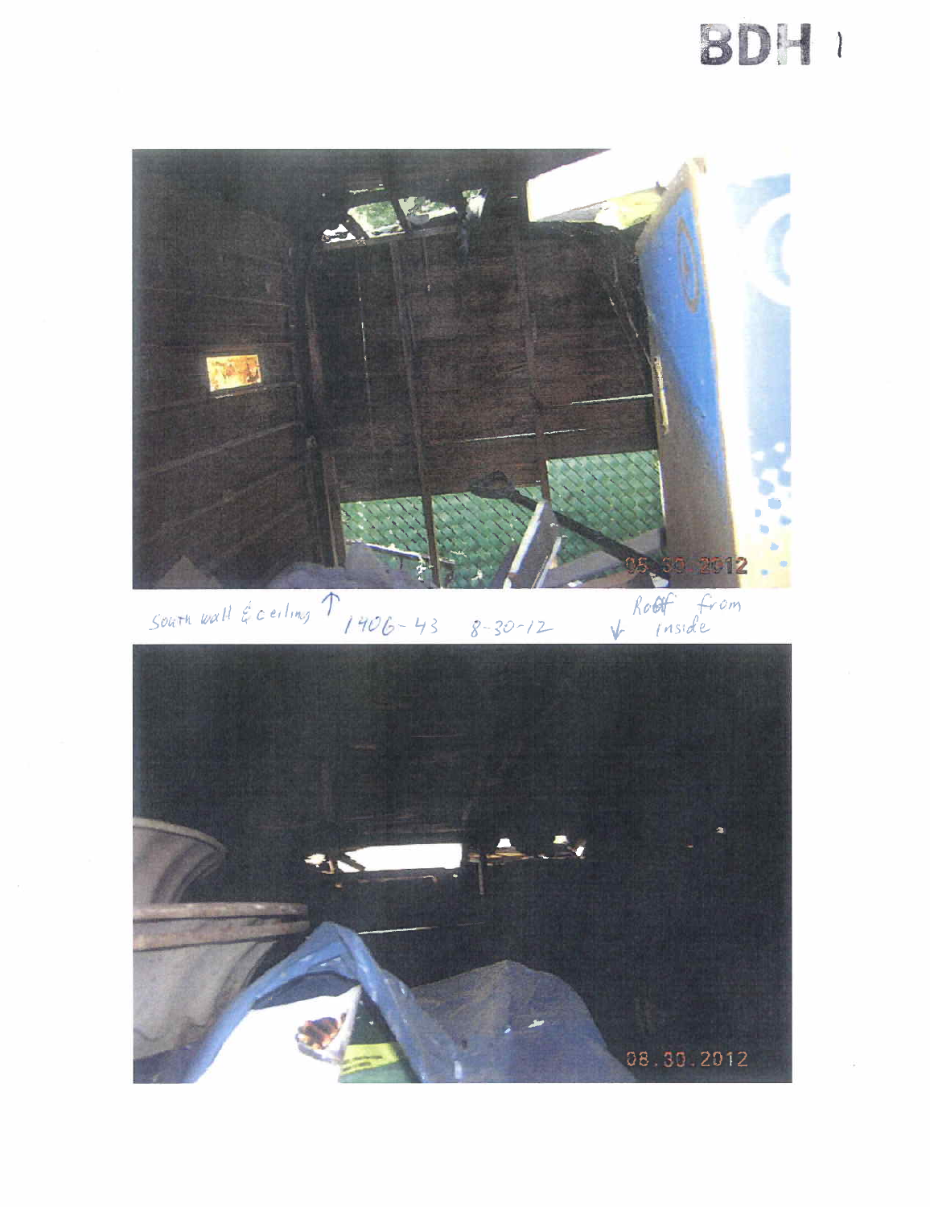BDH 1

South wall & ceiling ↑ 1406-43 8-30-12 ↓ Roof from inside